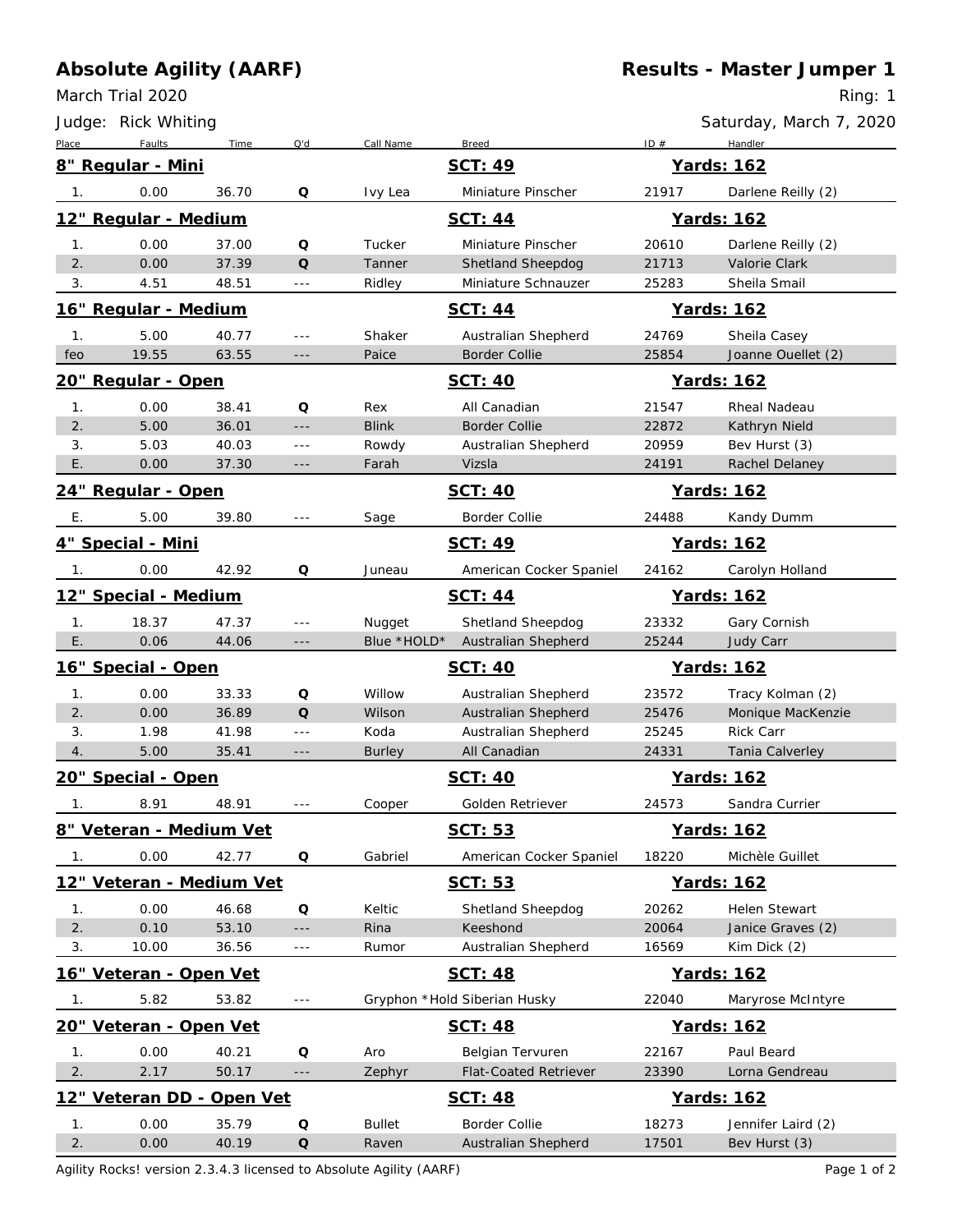# Absolute Agility (AARF)

## Results - Master Jumper 1

March Trial 2020

Ring: 1

Judge: Rick Whiting

Saturday, March 7, 2020

| Place | Faults | Time | Q'd | Call Name | Breed | ID # | Handler |
|---|---|---|---|---|---|---|---|
| **8" Regular - Mini** | | | | | **SCT: 49** | | **Yards: 162** |
| 1. | 0.00 | 36.70 | Q | Ivy Lea | Miniature Pinscher | 21917 | Darlene Reilly (2) |
| **12" Regular - Medium** | | | | | **SCT: 44** | | **Yards: 162** |
| 1. | 0.00 | 37.00 | Q | Tucker | Miniature Pinscher | 20610 | Darlene Reilly (2) |
| 2. | 0.00 | 37.39 | Q | Tanner | Shetland Sheepdog | 21713 | Valorie Clark |
| 3. | 4.51 | 48.51 | --- | Ridley | Miniature Schnauzer | 25283 | Sheila Smail |
| **16" Regular - Medium** | | | | | **SCT: 44** | | **Yards: 162** |
| 1. | 5.00 | 40.77 | --- | Shaker | Australian Shepherd | 24769 | Sheila Casey |
| feo | 19.55 | 63.55 | --- | Paice | Border Collie | 25854 | Joanne Ouellet (2) |
| **20" Regular - Open** | | | | | **SCT: 40** | | **Yards: 162** |
| 1. | 0.00 | 38.41 | Q | Rex | All Canadian | 21547 | Rheal Nadeau |
| 2. | 5.00 | 36.01 | --- | Blink | Border Collie | 22872 | Kathryn Nield |
| 3. | 5.03 | 40.03 | --- | Rowdy | Australian Shepherd | 20959 | Bev Hurst (3) |
| E. | 0.00 | 37.30 | --- | Farah | Vizsla | 24191 | Rachel Delaney |
| **24" Regular - Open** | | | | | **SCT: 40** | | **Yards: 162** |
| E. | 5.00 | 39.80 | --- | Sage | Border Collie | 24488 | Kandy Dumm |
| **4" Special - Mini** | | | | | **SCT: 49** | | **Yards: 162** |
| 1. | 0.00 | 42.92 | Q | Juneau | American Cocker Spaniel | 24162 | Carolyn Holland |
| **12" Special - Medium** | | | | | **SCT: 44** | | **Yards: 162** |
| 1. | 18.37 | 47.37 | --- | Nugget | Shetland Sheepdog | 23332 | Gary Cornish |
| E. | 0.06 | 44.06 | --- | Blue *HOLD* | Australian Shepherd | 25244 | Judy Carr |
| **16" Special - Open** | | | | | **SCT: 40** | | **Yards: 162** |
| 1. | 0.00 | 33.33 | Q | Willow | Australian Shepherd | 23572 | Tracy Kolman (2) |
| 2. | 0.00 | 36.89 | Q | Wilson | Australian Shepherd | 25476 | Monique MacKenzie |
| 3. | 1.98 | 41.98 | --- | Koda | Australian Shepherd | 25245 | Rick Carr |
| 4. | 5.00 | 35.41 | --- | Burley | All Canadian | 24331 | Tania Calverley |
| **20" Special - Open** | | | | | **SCT: 40** | | **Yards: 162** |
| 1. | 8.91 | 48.91 | --- | Cooper | Golden Retriever | 24573 | Sandra Currier |
| **8" Veteran - Medium Vet** | | | | | **SCT: 53** | | **Yards: 162** |
| 1. | 0.00 | 42.77 | Q | Gabriel | American Cocker Spaniel | 18220 | Michèle Guillet |
| **12" Veteran - Medium Vet** | | | | | **SCT: 53** | | **Yards: 162** |
| 1. | 0.00 | 46.68 | Q | Keltic | Shetland Sheepdog | 20262 | Helen Stewart |
| 2. | 0.10 | 53.10 | --- | Rina | Keeshond | 20064 | Janice Graves (2) |
| 3. | 10.00 | 36.56 | --- | Rumor | Australian Shepherd | 16569 | Kim Dick (2) |
| **16" Veteran - Open Vet** | | | | | **SCT: 48** | | **Yards: 162** |
| 1. | 5.82 | 53.82 | --- | Gryphon *Hold | Siberian Husky | 22040 | Maryrose McIntyre |
| **20" Veteran - Open Vet** | | | | | **SCT: 48** | | **Yards: 162** |
| 1. | 0.00 | 40.21 | Q | Aro | Belgian Tervuren | 22167 | Paul Beard |
| 2. | 2.17 | 50.17 | --- | Zephyr | Flat-Coated Retriever | 23390 | Lorna Gendreau |
| **12" Veteran DD - Open Vet** | | | | | **SCT: 48** | | **Yards: 162** |
| 1. | 0.00 | 35.79 | Q | Bullet | Border Collie | 18273 | Jennifer Laird (2) |
| 2. | 0.00 | 40.19 | Q | Raven | Australian Shepherd | 17501 | Bev Hurst (3) |

Agility Rocks! version 2.3.4.3 licensed to Absolute Agility (AARF)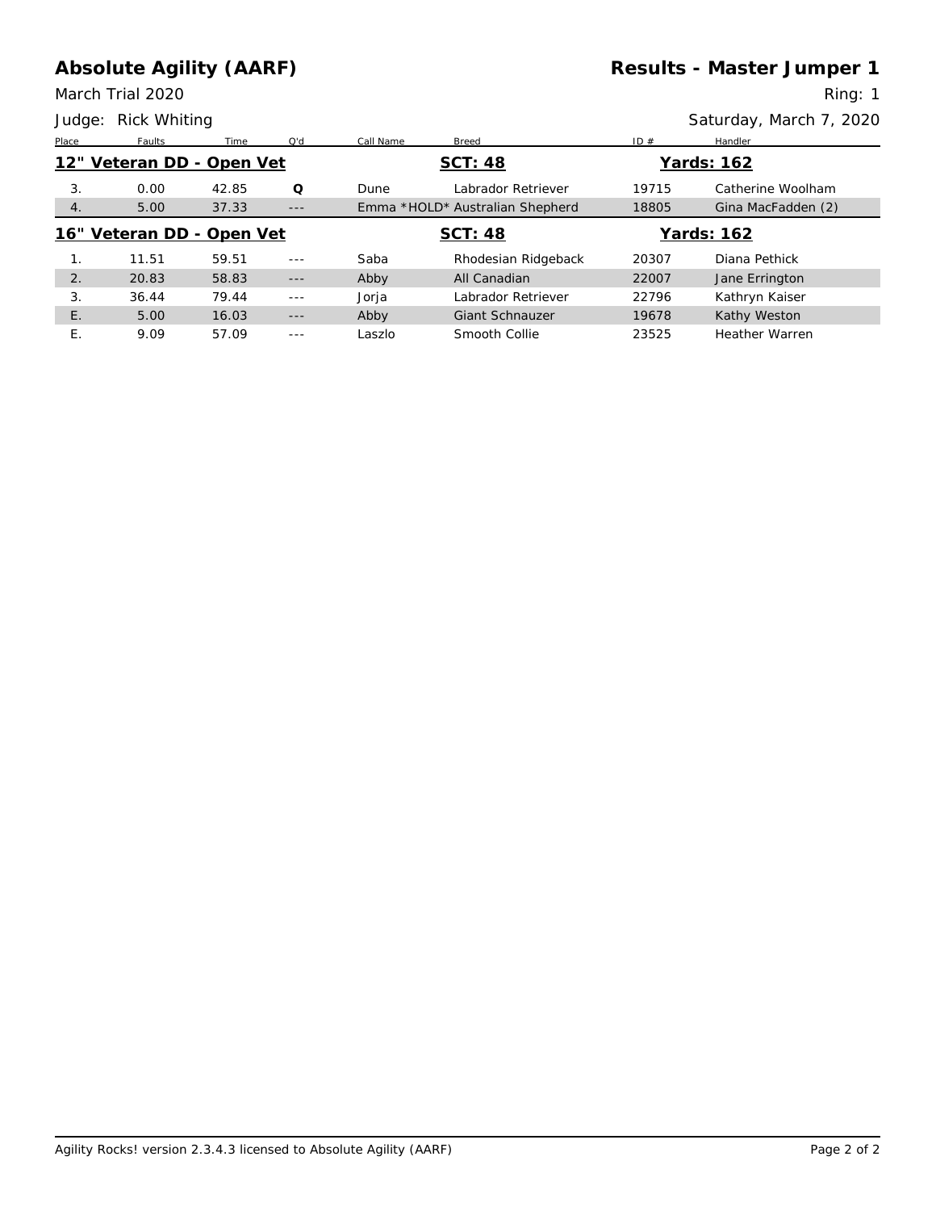# Absolute Agility (AARF)

## Results - Master Jumper 1

March Trial 2020

Ring: 1

Judge: Rick Whiting

Saturday, March 7, 2020

| Place | Faults | Time | Q'd | Call Name | Breed | ID # | Handler |
|---|---|---|---|---|---|---|---|
| **12" Veteran DD - Open Vet** | | | | **SCT: 48** | | **Yards: 162** | |
| 3. | 0.00 | 42.85 | **Q** | Dune | Labrador Retriever | 19715 | Catherine Woolham |
| 4. | 5.00 | 37.33 | --- | Emma *HOLD* | Australian Shepherd | 18805 | Gina MacFadden (2) |
| **16" Veteran DD - Open Vet** | | | | **SCT: 48** | | **Yards: 162** | |
| 1. | 11.51 | 59.51 | --- | Saba | Rhodesian Ridgeback | 20307 | Diana Pethick |
| 2. | 20.83 | 58.83 | --- | Abby | All Canadian | 22007 | Jane Errington |
| 3. | 36.44 | 79.44 | --- | Jorja | Labrador Retriever | 22796 | Kathryn Kaiser |
| E. | 5.00 | 16.03 | --- | Abby | Giant Schnauzer | 19678 | Kathy Weston |
| E. | 9.09 | 57.09 | --- | Laszlo | Smooth Collie | 23525 | Heather Warren |

Agility Rocks! version 2.3.4.3 licensed to Absolute Agility (AARF)